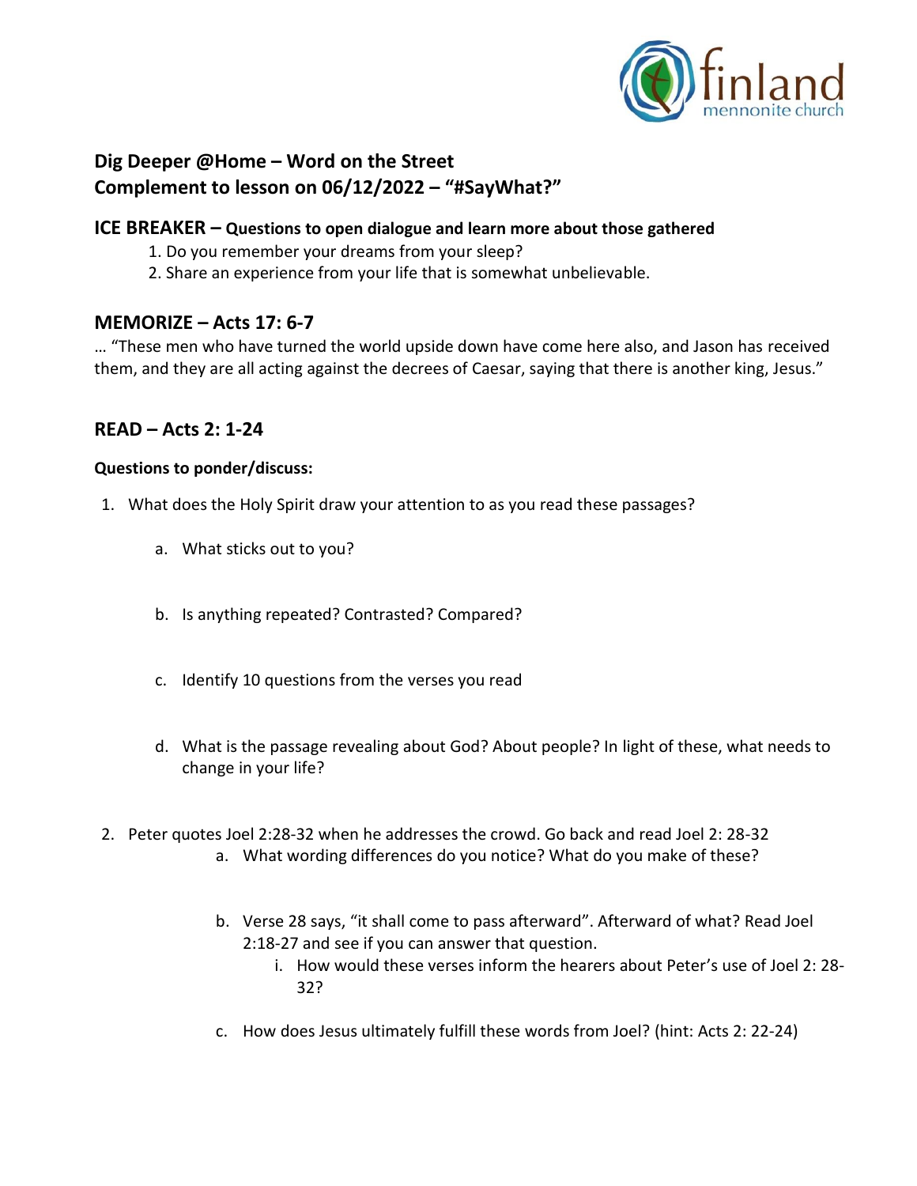## Dig Deeper @Home – Word on the Street
## Complement to lesson on 06/12/2022 – "#SayWhat?"

### ICE BREAKER – Questions to open dialogue and learn more about those gathered

1. Do you remember your dreams from your sleep?
2. Share an experience from your life that is somewhat unbelievable.

### MEMORIZE – Acts 17: 6-7

… "These men who have turned the world upside down have come here also, and Jason has received them, and they are all acting against the decrees of Caesar, saying that there is another king, Jesus."

### READ – Acts 2: 1-24

**Questions to ponder/discuss:**

1. What does the Holy Spirit draw your attention to as you read these passages?
   a. What sticks out to you?

   b. Is anything repeated? Contrasted? Compared?

   c. Identify 10 questions from the verses you read

   d. What is the passage revealing about God? About people? In light of these, what needs to change in your life?

2. Peter quotes Joel 2:28-32 when he addresses the crowd. Go back and read Joel 2: 28-32
   a. What wording differences do you notice? What do you make of these?

   b. Verse 28 says, "it shall come to pass afterward". Afterward of what? Read Joel 2:18-27 and see if you can answer that question.
      i. How would these verses inform the hearers about Peter's use of Joel 2: 28-32?

   c. How does Jesus ultimately fulfill these words from Joel? (hint: Acts 2: 22-24)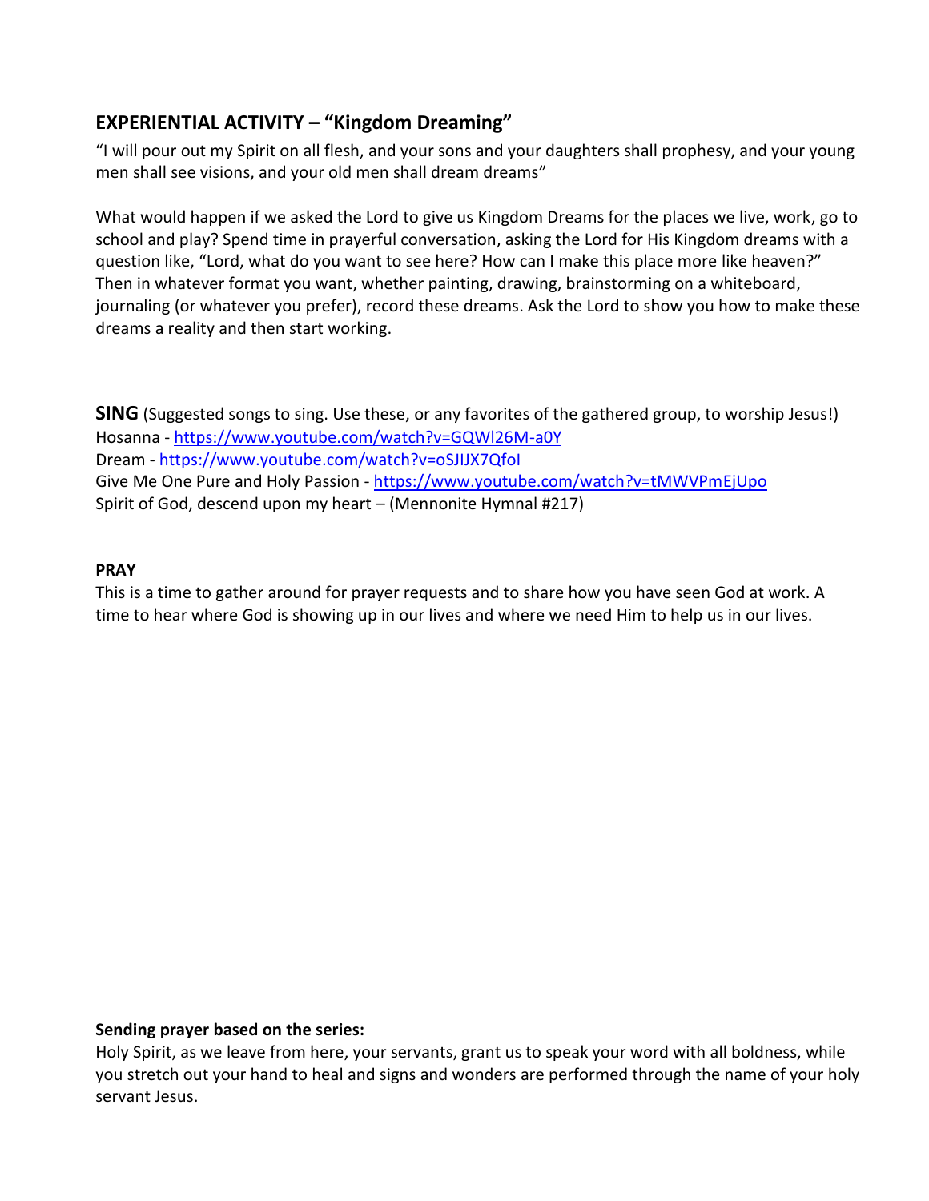## EXPERIENTIAL ACTIVITY – "Kingdom Dreaming"

"I will pour out my Spirit on all flesh, and your sons and your daughters shall prophesy, and your young men shall see visions, and your old men shall dream dreams"

What would happen if we asked the Lord to give us Kingdom Dreams for the places we live, work, go to school and play? Spend time in prayerful conversation, asking the Lord for His Kingdom dreams with a question like, "Lord, what do you want to see here? How can I make this place more like heaven?" Then in whatever format you want, whether painting, drawing, brainstorming on a whiteboard, journaling (or whatever you prefer), record these dreams. Ask the Lord to show you how to make these dreams a reality and then start working.

**SING** (Suggested songs to sing. Use these, or any favorites of the gathered group, to worship Jesus!)
Hosanna - https://www.youtube.com/watch?v=GQWl26M-a0Y
Dream - https://www.youtube.com/watch?v=oSJIJX7QfoI
Give Me One Pure and Holy Passion - https://www.youtube.com/watch?v=tMWVPmEjUpo
Spirit of God, descend upon my heart – (Mennonite Hymnal #217)

**PRAY**

This is a time to gather around for prayer requests and to share how you have seen God at work. A time to hear where God is showing up in our lives and where we need Him to help us in our lives.

**Sending prayer based on the series:**

Holy Spirit, as we leave from here, your servants, grant us to speak your word with all boldness, while you stretch out your hand to heal and signs and wonders are performed through the name of your holy servant Jesus.